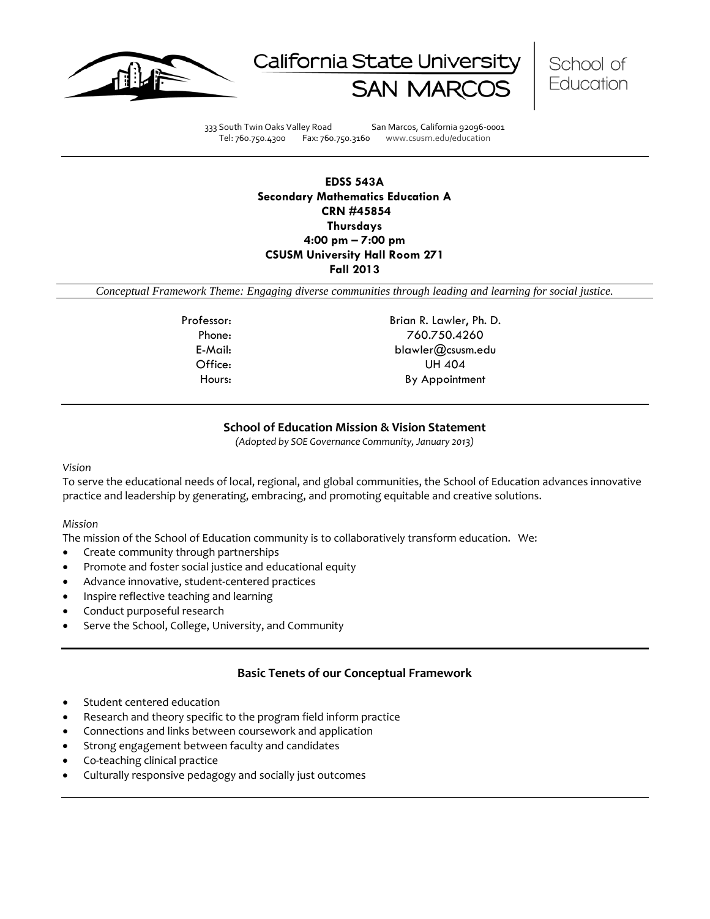California State University SAN MARCOS | School of Education

333 South Twin Oaks Valley Road San Marcos, California 92096-0001
Tel: 760.750.4300 Fax: 760.750.3160 www.csusm.edu/education

---

**EDSS 543A**
**Secondary Mathematics Education A**
**CRN #45854**
**Thursdays**
**4:00 pm – 7:00 pm**
**CSUSM University Hall Room 271**
**Fall 2013**

*Conceptual Framework Theme: Engaging diverse communities through leading and learning for social justice.*

| | |
|---|---|
| Professor: | Brian R. Lawler, Ph. D. |
| Phone: | 760.750.4260 |
| E-Mail: | blawler@csusm.edu |
| Office: | UH 404 |
| Hours: | By Appointment |

---

## School of Education Mission & Vision Statement

*(Adopted by SOE Governance Community, January 2013)*

*Vision*

To serve the educational needs of local, regional, and global communities, the School of Education advances innovative practice and leadership by generating, embracing, and promoting equitable and creative solutions.

*Mission*

The mission of the School of Education community is to collaboratively transform education. We:

- Create community through partnerships
- Promote and foster social justice and educational equity
- Advance innovative, student-centered practices
- Inspire reflective teaching and learning
- Conduct purposeful research
- Serve the School, College, University, and Community

---

## Basic Tenets of our Conceptual Framework

- Student centered education
- Research and theory specific to the program field inform practice
- Connections and links between coursework and application
- Strong engagement between faculty and candidates
- Co-teaching clinical practice
- Culturally responsive pedagogy and socially just outcomes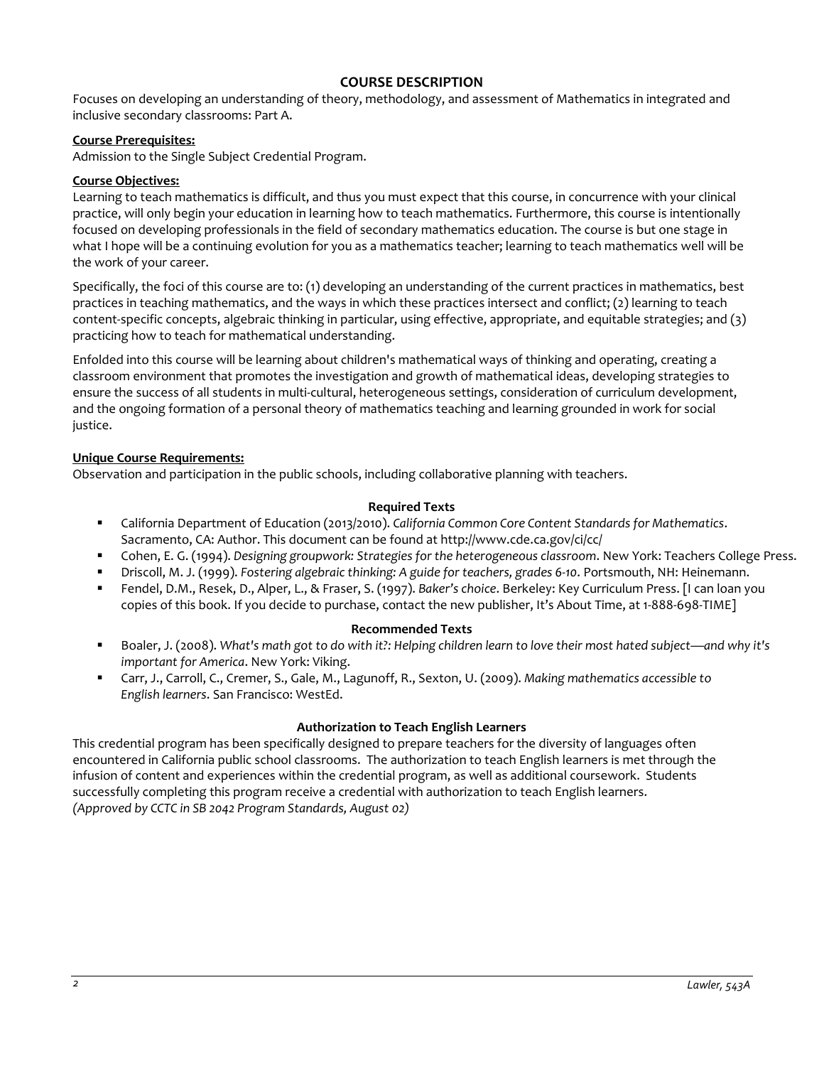## COURSE DESCRIPTION

Focuses on developing an understanding of theory, methodology, and assessment of Mathematics in integrated and inclusive secondary classrooms: Part A.

**Course Prerequisites:**
Admission to the Single Subject Credential Program.

**Course Objectives:**
Learning to teach mathematics is difficult, and thus you must expect that this course, in concurrence with your clinical practice, will only begin your education in learning how to teach mathematics. Furthermore, this course is intentionally focused on developing professionals in the field of secondary mathematics education. The course is but one stage in what I hope will be a continuing evolution for you as a mathematics teacher; learning to teach mathematics well will be the work of your career.

Specifically, the foci of this course are to: (1) developing an understanding of the current practices in mathematics, best practices in teaching mathematics, and the ways in which these practices intersect and conflict; (2) learning to teach content-specific concepts, algebraic thinking in particular, using effective, appropriate, and equitable strategies; and (3) practicing how to teach for mathematical understanding.

Enfolded into this course will be learning about children's mathematical ways of thinking and operating, creating a classroom environment that promotes the investigation and growth of mathematical ideas, developing strategies to ensure the success of all students in multi-cultural, heterogeneous settings, consideration of curriculum development, and the ongoing formation of a personal theory of mathematics teaching and learning grounded in work for social justice.

**Unique Course Requirements:**
Observation and participation in the public schools, including collaborative planning with teachers.

### Required Texts

- California Department of Education (2013/2010). *California Common Core Content Standards for Mathematics*. Sacramento, CA: Author. This document can be found at http://www.cde.ca.gov/ci/cc/
- Cohen, E. G. (1994). *Designing groupwork: Strategies for the heterogeneous classroom*. New York: Teachers College Press.
- Driscoll, M. J. (1999). *Fostering algebraic thinking: A guide for teachers, grades 6-10*. Portsmouth, NH: Heinemann.
- Fendel, D.M., Resek, D., Alper, L., & Fraser, S. (1997). *Baker's choice*. Berkeley: Key Curriculum Press. [I can loan you copies of this book. If you decide to purchase, contact the new publisher, It's About Time, at 1-888-698-TIME]

### Recommended Texts

- Boaler, J. (2008). *What's math got to do with it?: Helping children learn to love their most hated subject—and why it's important for America*. New York: Viking.
- Carr, J., Carroll, C., Cremer, S., Gale, M., Lagunoff, R., Sexton, U. (2009). *Making mathematics accessible to English learners*. San Francisco: WestEd.

### Authorization to Teach English Learners

This credential program has been specifically designed to prepare teachers for the diversity of languages often encountered in California public school classrooms. The authorization to teach English learners is met through the infusion of content and experiences within the credential program, as well as additional coursework. Students successfully completing this program receive a credential with authorization to teach English learners.
*(Approved by CCTC in SB 2042 Program Standards, August 02)*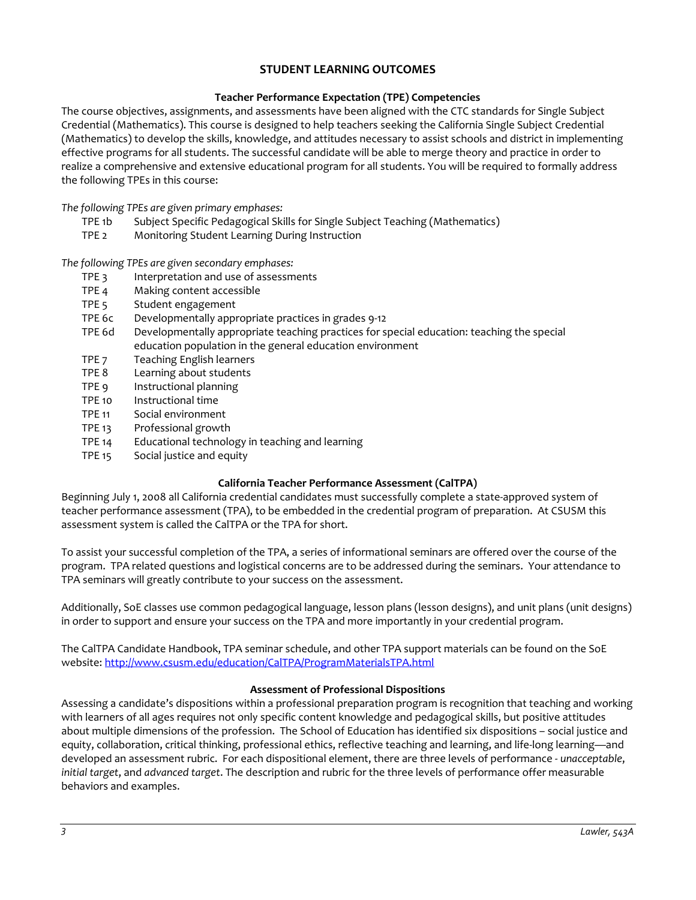# STUDENT LEARNING OUTCOMES

### Teacher Performance Expectation (TPE) Competencies

The course objectives, assignments, and assessments have been aligned with the CTC standards for Single Subject Credential (Mathematics). This course is designed to help teachers seeking the California Single Subject Credential (Mathematics) to develop the skills, knowledge, and attitudes necessary to assist schools and district in implementing effective programs for all students. The successful candidate will be able to merge theory and practice in order to realize a comprehensive and extensive educational program for all students. You will be required to formally address the following TPEs in this course:

*The following TPEs are given primary emphases:*

- TPE 1b Subject Specific Pedagogical Skills for Single Subject Teaching (Mathematics)
- TPE 2 Monitoring Student Learning During Instruction

*The following TPEs are given secondary emphases:*

- TPE 3 Interpretation and use of assessments
- TPE 4 Making content accessible
- TPE 5 Student engagement
- TPE 6c Developmentally appropriate practices in grades 9-12
- TPE 6d Developmentally appropriate teaching practices for special education: teaching the special education population in the general education environment
- TPE 7 Teaching English learners
- TPE 8 Learning about students
- TPE 9 Instructional planning
- TPE 10 Instructional time
- TPE 11 Social environment
- TPE 13 Professional growth
- TPE 14 Educational technology in teaching and learning
- TPE 15 Social justice and equity

### California Teacher Performance Assessment (CalTPA)

Beginning July 1, 2008 all California credential candidates must successfully complete a state-approved system of teacher performance assessment (TPA), to be embedded in the credential program of preparation. At CSUSM this assessment system is called the CalTPA or the TPA for short.

To assist your successful completion of the TPA, a series of informational seminars are offered over the course of the program. TPA related questions and logistical concerns are to be addressed during the seminars. Your attendance to TPA seminars will greatly contribute to your success on the assessment.

Additionally, SoE classes use common pedagogical language, lesson plans (lesson designs), and unit plans (unit designs) in order to support and ensure your success on the TPA and more importantly in your credential program.

The CalTPA Candidate Handbook, TPA seminar schedule, and other TPA support materials can be found on the SoE website: http://www.csusm.edu/education/CalTPA/ProgramMaterialsTPA.html

### Assessment of Professional Dispositions

Assessing a candidate's dispositions within a professional preparation program is recognition that teaching and working with learners of all ages requires not only specific content knowledge and pedagogical skills, but positive attitudes about multiple dimensions of the profession. The School of Education has identified six dispositions – social justice and equity, collaboration, critical thinking, professional ethics, reflective teaching and learning, and life-long learning—and developed an assessment rubric. For each dispositional element, there are three levels of performance - *unacceptable*, *initial target*, and *advanced target*. The description and rubric for the three levels of performance offer measurable behaviors and examples.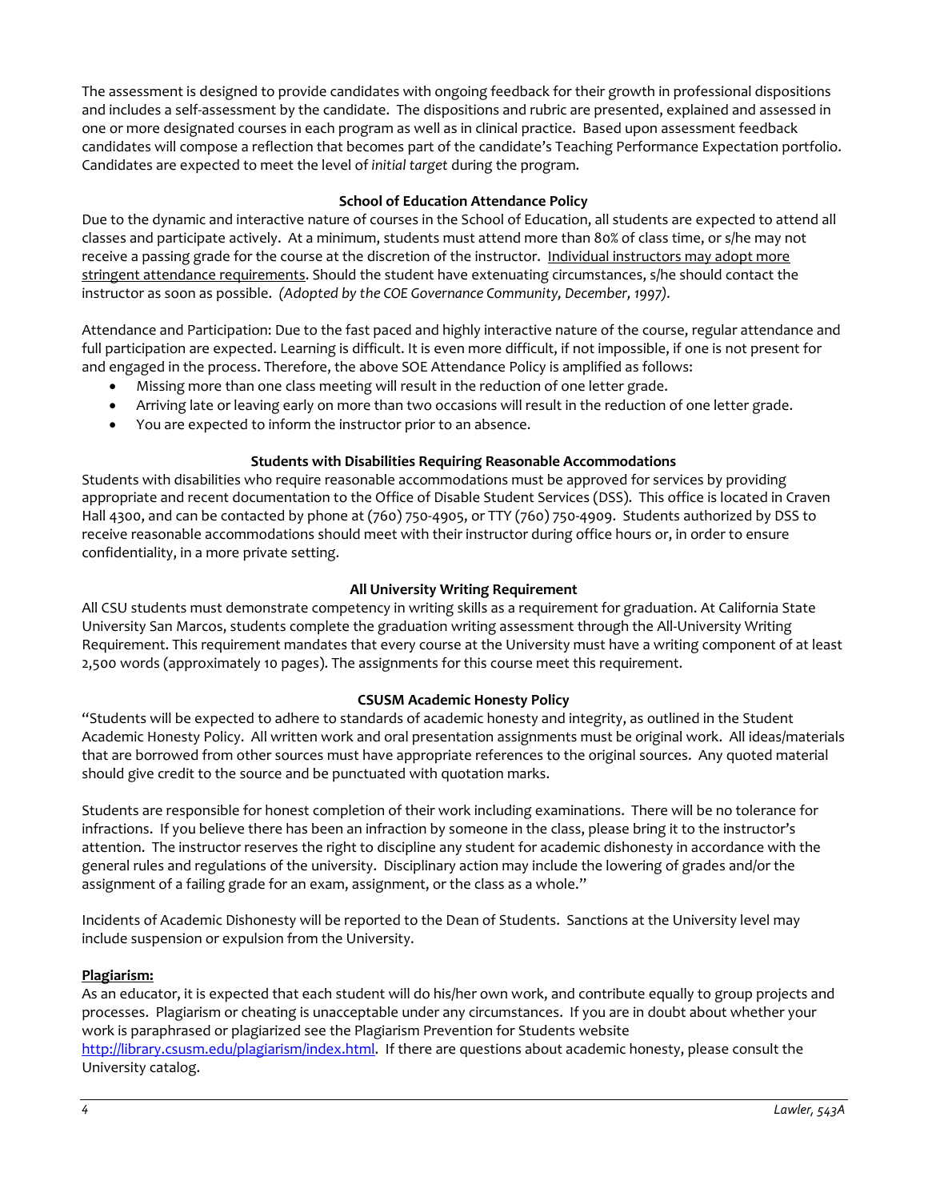The assessment is designed to provide candidates with ongoing feedback for their growth in professional dispositions and includes a self-assessment by the candidate. The dispositions and rubric are presented, explained and assessed in one or more designated courses in each program as well as in clinical practice. Based upon assessment feedback candidates will compose a reflection that becomes part of the candidate's Teaching Performance Expectation portfolio. Candidates are expected to meet the level of *initial target* during the program.

### School of Education Attendance Policy

Due to the dynamic and interactive nature of courses in the School of Education, all students are expected to attend all classes and participate actively. At a minimum, students must attend more than 80% of class time, or s/he may not receive a passing grade for the course at the discretion of the instructor. <u>Individual instructors may adopt more stringent attendance requirements</u>. Should the student have extenuating circumstances, s/he should contact the instructor as soon as possible. *(Adopted by the COE Governance Community, December, 1997).*

Attendance and Participation: Due to the fast paced and highly interactive nature of the course, regular attendance and full participation are expected. Learning is difficult. It is even more difficult, if not impossible, if one is not present for and engaged in the process. Therefore, the above SOE Attendance Policy is amplified as follows:

- Missing more than one class meeting will result in the reduction of one letter grade.
- Arriving late or leaving early on more than two occasions will result in the reduction of one letter grade.
- You are expected to inform the instructor prior to an absence.

### Students with Disabilities Requiring Reasonable Accommodations

Students with disabilities who require reasonable accommodations must be approved for services by providing appropriate and recent documentation to the Office of Disable Student Services (DSS). This office is located in Craven Hall 4300, and can be contacted by phone at (760) 750-4905, or TTY (760) 750-4909. Students authorized by DSS to receive reasonable accommodations should meet with their instructor during office hours or, in order to ensure confidentiality, in a more private setting.

### All University Writing Requirement

All CSU students must demonstrate competency in writing skills as a requirement for graduation. At California State University San Marcos, students complete the graduation writing assessment through the All-University Writing Requirement. This requirement mandates that every course at the University must have a writing component of at least 2,500 words (approximately 10 pages). The assignments for this course meet this requirement.

### CSUSM Academic Honesty Policy

"Students will be expected to adhere to standards of academic honesty and integrity, as outlined in the Student Academic Honesty Policy. All written work and oral presentation assignments must be original work. All ideas/materials that are borrowed from other sources must have appropriate references to the original sources. Any quoted material should give credit to the source and be punctuated with quotation marks.

Students are responsible for honest completion of their work including examinations. There will be no tolerance for infractions. If you believe there has been an infraction by someone in the class, please bring it to the instructor's attention. The instructor reserves the right to discipline any student for academic dishonesty in accordance with the general rules and regulations of the university. Disciplinary action may include the lowering of grades and/or the assignment of a failing grade for an exam, assignment, or the class as a whole."

Incidents of Academic Dishonesty will be reported to the Dean of Students. Sanctions at the University level may include suspension or expulsion from the University.

**<u>Plagiarism:</u>**

As an educator, it is expected that each student will do his/her own work, and contribute equally to group projects and processes. Plagiarism or cheating is unacceptable under any circumstances. If you are in doubt about whether your work is paraphrased or plagiarized see the Plagiarism Prevention for Students website http://library.csusm.edu/plagiarism/index.html. If there are questions about academic honesty, please consult the University catalog.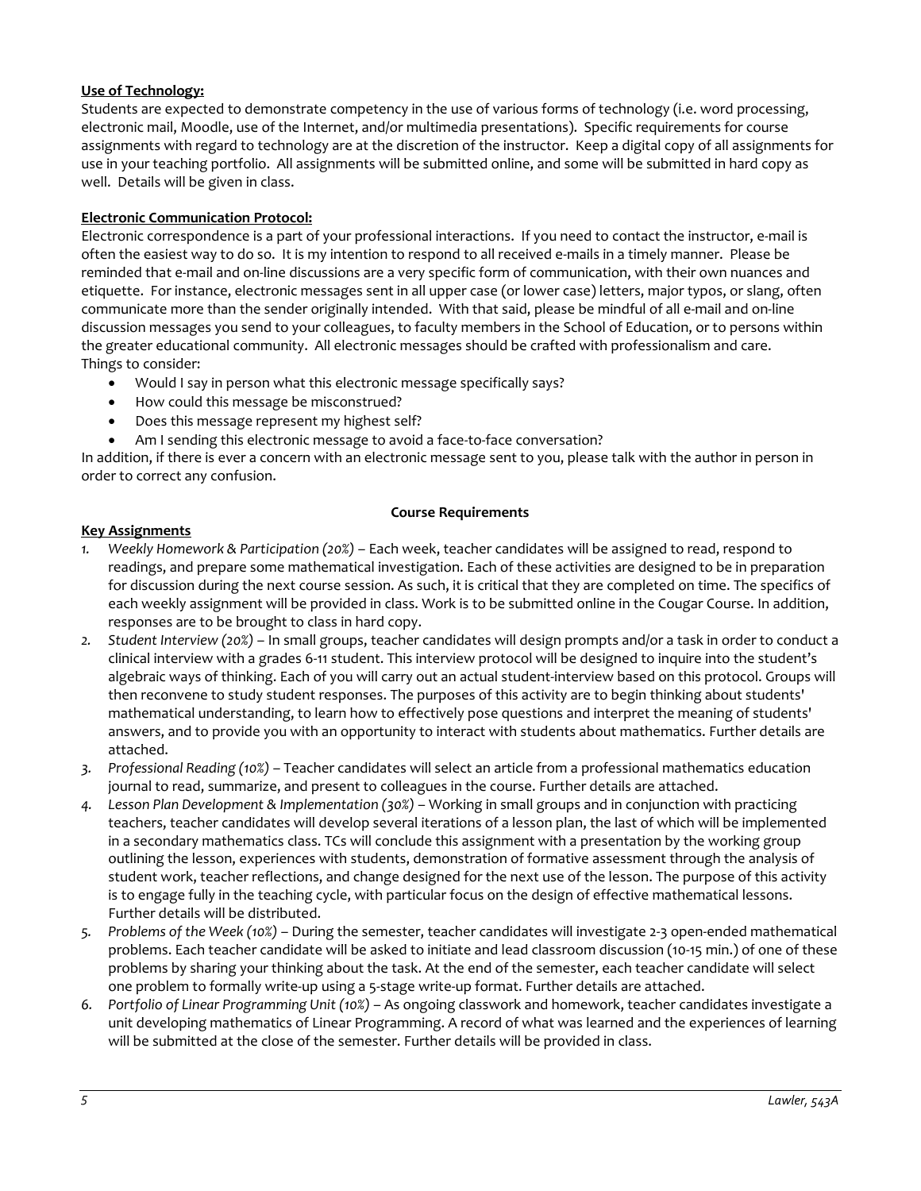**Use of Technology:**

Students are expected to demonstrate competency in the use of various forms of technology (i.e. word processing, electronic mail, Moodle, use of the Internet, and/or multimedia presentations). Specific requirements for course assignments with regard to technology are at the discretion of the instructor. Keep a digital copy of all assignments for use in your teaching portfolio. All assignments will be submitted online, and some will be submitted in hard copy as well. Details will be given in class.

**Electronic Communication Protocol:**

Electronic correspondence is a part of your professional interactions. If you need to contact the instructor, e-mail is often the easiest way to do so. It is my intention to respond to all received e-mails in a timely manner. Please be reminded that e-mail and on-line discussions are a very specific form of communication, with their own nuances and etiquette. For instance, electronic messages sent in all upper case (or lower case) letters, major typos, or slang, often communicate more than the sender originally intended. With that said, please be mindful of all e-mail and on-line discussion messages you send to your colleagues, to faculty members in the School of Education, or to persons within the greater educational community. All electronic messages should be crafted with professionalism and care.
Things to consider:

- Would I say in person what this electronic message specifically says?
- How could this message be misconstrued?
- Does this message represent my highest self?
- Am I sending this electronic message to avoid a face-to-face conversation?

In addition, if there is ever a concern with an electronic message sent to you, please talk with the author in person in order to correct any confusion.

## Course Requirements

**Key Assignments**

1. *Weekly Homework & Participation (20%)* – Each week, teacher candidates will be assigned to read, respond to readings, and prepare some mathematical investigation. Each of these activities are designed to be in preparation for discussion during the next course session. As such, it is critical that they are completed on time. The specifics of each weekly assignment will be provided in class. Work is to be submitted online in the Cougar Course. In addition, responses are to be brought to class in hard copy.
2. *Student Interview (20%)* – In small groups, teacher candidates will design prompts and/or a task in order to conduct a clinical interview with a grades 6-11 student. This interview protocol will be designed to inquire into the student's algebraic ways of thinking. Each of you will carry out an actual student-interview based on this protocol. Groups will then reconvene to study student responses. The purposes of this activity are to begin thinking about students' mathematical understanding, to learn how to effectively pose questions and interpret the meaning of students' answers, and to provide you with an opportunity to interact with students about mathematics. Further details are attached.
3. *Professional Reading (10%)* – Teacher candidates will select an article from a professional mathematics education journal to read, summarize, and present to colleagues in the course. Further details are attached.
4. *Lesson Plan Development & Implementation (30%)* – Working in small groups and in conjunction with practicing teachers, teacher candidates will develop several iterations of a lesson plan, the last of which will be implemented in a secondary mathematics class. TCs will conclude this assignment with a presentation by the working group outlining the lesson, experiences with students, demonstration of formative assessment through the analysis of student work, teacher reflections, and change designed for the next use of the lesson. The purpose of this activity is to engage fully in the teaching cycle, with particular focus on the design of effective mathematical lessons. Further details will be distributed.
5. *Problems of the Week (10%)* – During the semester, teacher candidates will investigate 2-3 open-ended mathematical problems. Each teacher candidate will be asked to initiate and lead classroom discussion (10-15 min.) of one of these problems by sharing your thinking about the task. At the end of the semester, each teacher candidate will select one problem to formally write-up using a 5-stage write-up format. Further details are attached.
6. *Portfolio of Linear Programming Unit (10%)* – As ongoing classwork and homework, teacher candidates investigate a unit developing mathematics of Linear Programming. A record of what was learned and the experiences of learning will be submitted at the close of the semester. Further details will be provided in class.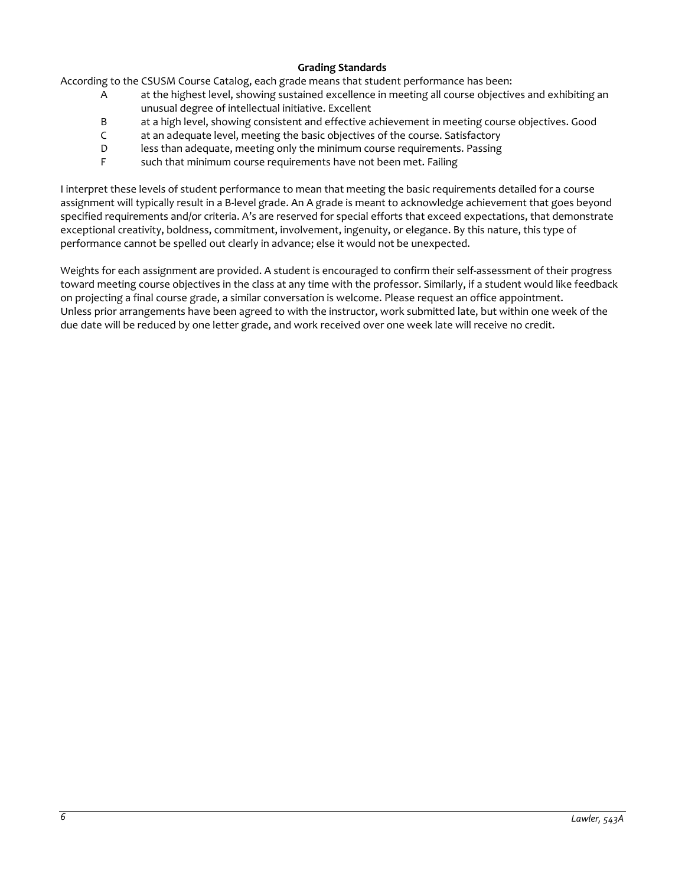**Grading Standards**

According to the CSUSM Course Catalog, each grade means that student performance has been:

- A at the highest level, showing sustained excellence in meeting all course objectives and exhibiting an unusual degree of intellectual initiative. Excellent
- B at a high level, showing consistent and effective achievement in meeting course objectives. Good
- C at an adequate level, meeting the basic objectives of the course. Satisfactory
- D less than adequate, meeting only the minimum course requirements. Passing
- F such that minimum course requirements have not been met. Failing

I interpret these levels of student performance to mean that meeting the basic requirements detailed for a course assignment will typically result in a B-level grade. An A grade is meant to acknowledge achievement that goes beyond specified requirements and/or criteria. A's are reserved for special efforts that exceed expectations, that demonstrate exceptional creativity, boldness, commitment, involvement, ingenuity, or elegance. By this nature, this type of performance cannot be spelled out clearly in advance; else it would not be unexpected.

Weights for each assignment are provided. A student is encouraged to confirm their self-assessment of their progress toward meeting course objectives in the class at any time with the professor. Similarly, if a student would like feedback on projecting a final course grade, a similar conversation is welcome. Please request an office appointment.
Unless prior arrangements have been agreed to with the instructor, work submitted late, but within one week of the due date will be reduced by one letter grade, and work received over one week late will receive no credit.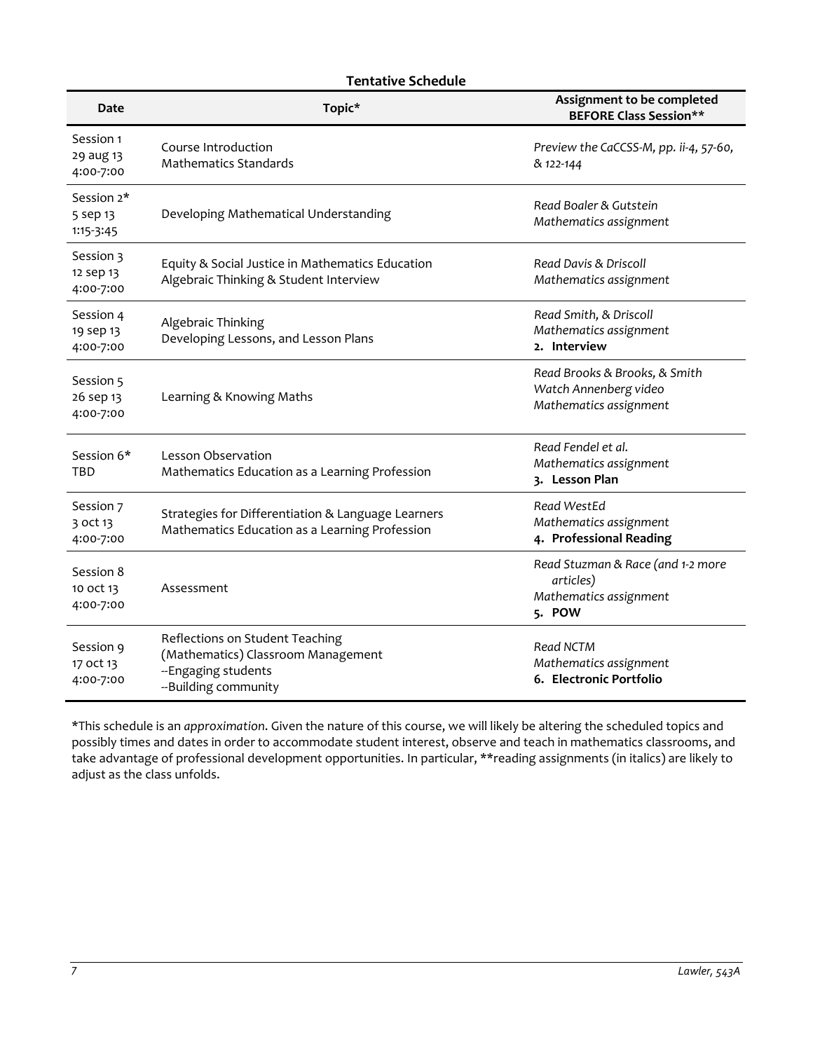**Tentative Schedule**

| Date | Topic* | Assignment to be completed BEFORE Class Session** |
|---|---|---|
| Session 1<br>29 aug 13<br>4:00-7:00 | Course Introduction<br>Mathematics Standards | *Preview the CaCCSS-M, pp. ii-4, 57-60, & 122-144* |
| Session 2*<br>5 sep 13<br>1:15-3:45 | Developing Mathematical Understanding | *Read Boaler & Gutstein*<br>*Mathematics assignment* |
| Session 3<br>12 sep 13<br>4:00-7:00 | Equity & Social Justice in Mathematics Education<br>Algebraic Thinking & Student Interview | *Read Davis & Driscoll*<br>*Mathematics assignment* |
| Session 4<br>19 sep 13<br>4:00-7:00 | Algebraic Thinking<br>Developing Lessons, and Lesson Plans | *Read Smith, & Driscoll*<br>*Mathematics assignment*<br>**2. Interview** |
| Session 5<br>26 sep 13<br>4:00-7:00 | Learning & Knowing Maths | *Read Brooks & Brooks, & Smith*<br>*Watch Annenberg video*<br>*Mathematics assignment* |
| Session 6*<br>TBD | Lesson Observation<br>Mathematics Education as a Learning Profession | *Read Fendel et al.*<br>*Mathematics assignment*<br>**3. Lesson Plan** |
| Session 7<br>3 oct 13<br>4:00-7:00 | Strategies for Differentiation & Language Learners<br>Mathematics Education as a Learning Profession | *Read WestEd*<br>*Mathematics assignment*<br>**4. Professional Reading** |
| Session 8<br>10 oct 13<br>4:00-7:00 | Assessment | *Read Stuzman & Race (and 1-2 more articles)*<br>*Mathematics assignment*<br>**5. POW** |
| Session 9<br>17 oct 13<br>4:00-7:00 | Reflections on Student Teaching<br>(Mathematics) Classroom Management<br>--Engaging students<br>--Building community | *Read NCTM*<br>*Mathematics assignment*<br>**6. Electronic Portfolio** |

*This schedule is an *approximation*. Given the nature of this course, we will likely be altering the scheduled topics and possibly times and dates in order to accommodate student interest, observe and teach in mathematics classrooms, and take advantage of professional development opportunities. In particular, **reading assignments (in italics) are likely to adjust as the class unfolds.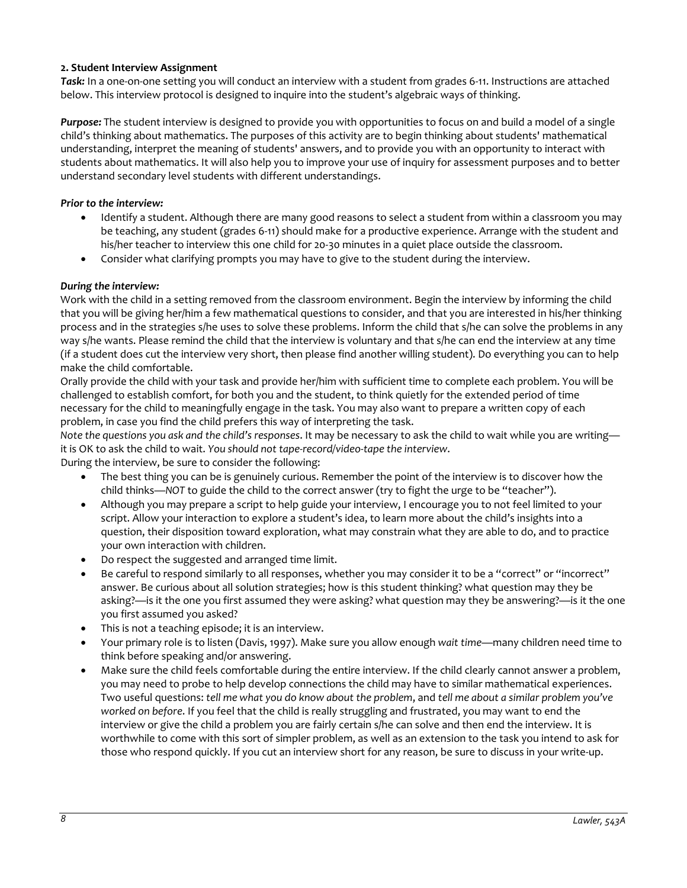**2. Student Interview Assignment**

***Task:*** In a one-on-one setting you will conduct an interview with a student from grades 6-11. Instructions are attached below. This interview protocol is designed to inquire into the student's algebraic ways of thinking.

***Purpose:*** The student interview is designed to provide you with opportunities to focus on and build a model of a single child's thinking about mathematics. The purposes of this activity are to begin thinking about students' mathematical understanding, interpret the meaning of students' answers, and to provide you with an opportunity to interact with students about mathematics. It will also help you to improve your use of inquiry for assessment purposes and to better understand secondary level students with different understandings.

***Prior to the interview:***

- Identify a student. Although there are many good reasons to select a student from within a classroom you may be teaching, any student (grades 6-11) should make for a productive experience. Arrange with the student and his/her teacher to interview this one child for 20-30 minutes in a quiet place outside the classroom.
- Consider what clarifying prompts you may have to give to the student during the interview.

***During the interview:***

Work with the child in a setting removed from the classroom environment. Begin the interview by informing the child that you will be giving her/him a few mathematical questions to consider, and that you are interested in his/her thinking process and in the strategies s/he uses to solve these problems. Inform the child that s/he can solve the problems in any way s/he wants. Please remind the child that the interview is voluntary and that s/he can end the interview at any time (if a student does cut the interview very short, then please find another willing student). Do everything you can to help make the child comfortable.

Orally provide the child with your task and provide her/him with sufficient time to complete each problem. You will be challenged to establish comfort, for both you and the student, to think quietly for the extended period of time necessary for the child to meaningfully engage in the task. You may also want to prepare a written copy of each problem, in case you find the child prefers this way of interpreting the task.

*Note the questions you ask and the child's responses*. It may be necessary to ask the child to wait while you are writing—it is OK to ask the child to wait. *You should not tape-record/video-tape the interview*.

During the interview, be sure to consider the following:

- The best thing you can be is genuinely curious. Remember the point of the interview is to discover how the child thinks—*NOT* to guide the child to the correct answer (try to fight the urge to be "teacher").
- Although you may prepare a script to help guide your interview, I encourage you to not feel limited to your script. Allow your interaction to explore a student's idea, to learn more about the child's insights into a question, their disposition toward exploration, what may constrain what they are able to do, and to practice your own interaction with children.
- Do respect the suggested and arranged time limit.
- Be careful to respond similarly to all responses, whether you may consider it to be a "correct" or "incorrect" answer. Be curious about all solution strategies; how is this student thinking? what question may they be asking?—is it the one you first assumed they were asking? what question may they be answering?—is it the one you first assumed you asked?
- This is not a teaching episode; it is an interview.
- Your primary role is to listen (Davis, 1997). Make sure you allow enough *wait time*—many children need time to think before speaking and/or answering.
- Make sure the child feels comfortable during the entire interview. If the child clearly cannot answer a problem, you may need to probe to help develop connections the child may have to similar mathematical experiences. Two useful questions: *tell me what you do know about the problem*, and *tell me about a similar problem you've worked on before*. If you feel that the child is really struggling and frustrated, you may want to end the interview or give the child a problem you are fairly certain s/he can solve and then end the interview. It is worthwhile to come with this sort of simpler problem, as well as an extension to the task you intend to ask for those who respond quickly. If you cut an interview short for any reason, be sure to discuss in your write-up.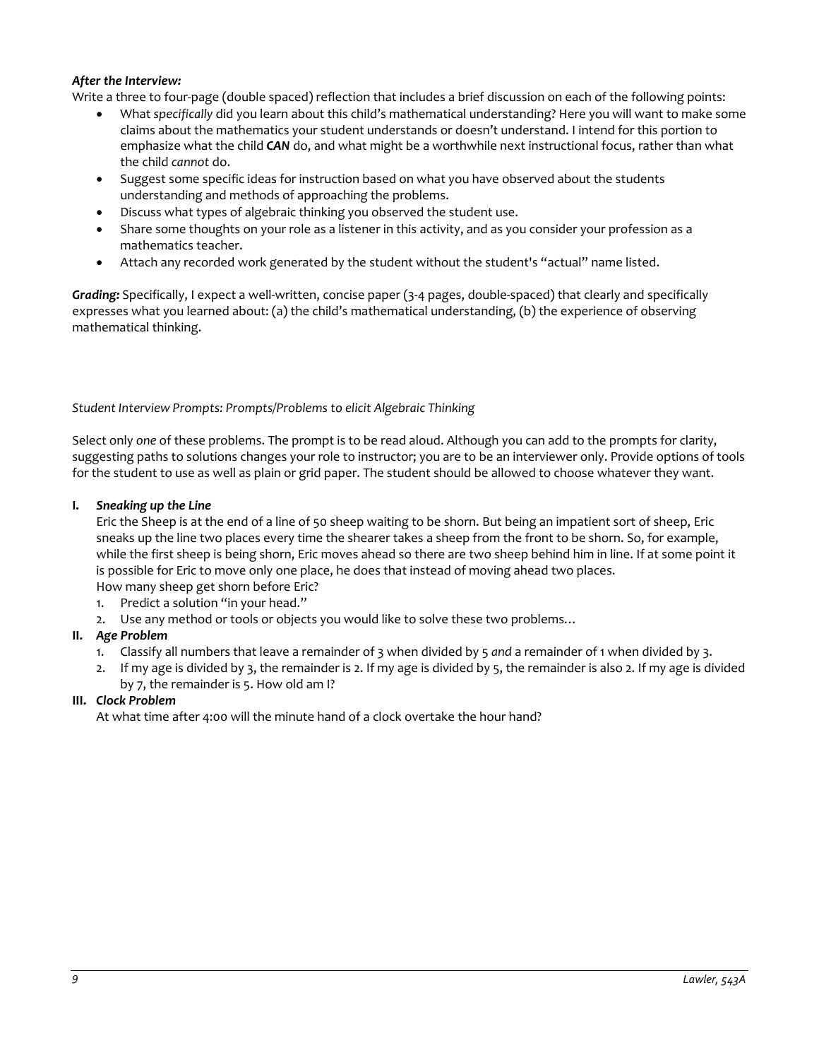***After the Interview:***

Write a three to four-page (double spaced) reflection that includes a brief discussion on each of the following points:

- What *specifically* did you learn about this child's mathematical understanding? Here you will want to make some claims about the mathematics your student understands or doesn't understand. I intend for this portion to emphasize what the child ***CAN*** do, and what might be a worthwhile next instructional focus, rather than what the child *cannot* do.
- Suggest some specific ideas for instruction based on what you have observed about the students understanding and methods of approaching the problems.
- Discuss what types of algebraic thinking you observed the student use.
- Share some thoughts on your role as a listener in this activity, and as you consider your profession as a mathematics teacher.
- Attach any recorded work generated by the student without the student's "actual" name listed.

***Grading:*** Specifically, I expect a well-written, concise paper (3-4 pages, double-spaced) that clearly and specifically expresses what you learned about: (a) the child's mathematical understanding, (b) the experience of observing mathematical thinking.

*Student Interview Prompts: Prompts/Problems to elicit Algebraic Thinking*

Select only *one* of these problems. The prompt is to be read aloud. Although you can add to the prompts for clarity, suggesting paths to solutions changes your role to instructor; you are to be an interviewer only. Provide options of tools for the student to use as well as plain or grid paper. The student should be allowed to choose whatever they want.

**I. *Sneaking up the Line***

Eric the Sheep is at the end of a line of 50 sheep waiting to be shorn. But being an impatient sort of sheep, Eric sneaks up the line two places every time the shearer takes a sheep from the front to be shorn. So, for example, while the first sheep is being shorn, Eric moves ahead so there are two sheep behind him in line. If at some point it is possible for Eric to move only one place, he does that instead of moving ahead two places.

How many sheep get shorn before Eric?

1. Predict a solution "in your head."
2. Use any method or tools or objects you would like to solve these two problems…

**II. *Age Problem***

1. Classify all numbers that leave a remainder of 3 when divided by 5 *and* a remainder of 1 when divided by 3.
2. If my age is divided by 3, the remainder is 2. If my age is divided by 5, the remainder is also 2. If my age is divided by 7, the remainder is 5. How old am I?

**III. *Clock Problem***

At what time after 4:00 will the minute hand of a clock overtake the hour hand?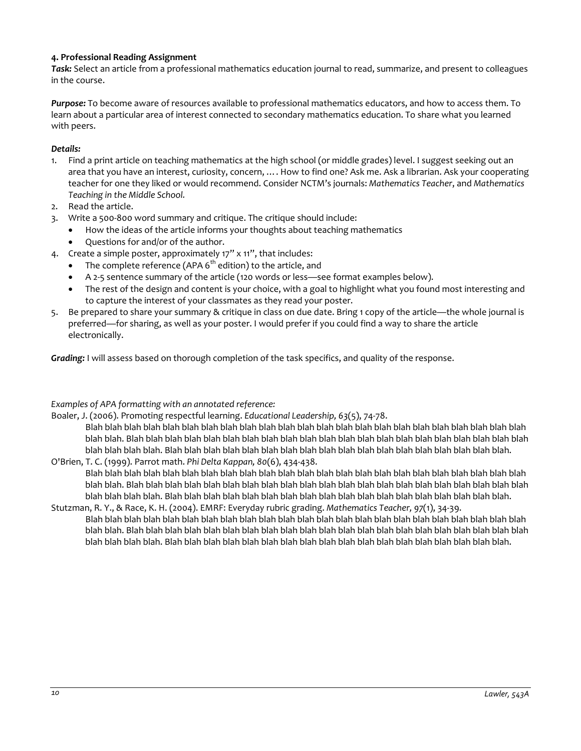### 4. Professional Reading Assignment

***Task:*** Select an article from a professional mathematics education journal to read, summarize, and present to colleagues in the course.

***Purpose:*** To become aware of resources available to professional mathematics educators, and how to access them. To learn about a particular area of interest connected to secondary mathematics education. To share what you learned with peers.

***Details:***

1. Find a print article on teaching mathematics at the high school (or middle grades) level. I suggest seeking out an area that you have an interest, curiosity, concern, …. How to find one? Ask me. Ask a librarian. Ask your cooperating teacher for one they liked or would recommend. Consider NCTM's journals: *Mathematics Teacher*, and *Mathematics Teaching in the Middle School.*
2. Read the article.
3. Write a 500-800 word summary and critique. The critique should include:
   - How the ideas of the article informs your thoughts about teaching mathematics
   - Questions for and/or of the author.
4. Create a simple poster, approximately 17" x 11", that includes:
   - The complete reference (APA 6th edition) to the article, and
   - A 2-5 sentence summary of the article (120 words or less—see format examples below).
   - The rest of the design and content is your choice, with a goal to highlight what you found most interesting and to capture the interest of your classmates as they read your poster.
5. Be prepared to share your summary & critique in class on due date. Bring 1 copy of the article—the whole journal is preferred—for sharing, as well as your poster. I would prefer if you could find a way to share the article electronically.

***Grading:*** I will assess based on thorough completion of the task specifics, and quality of the response.

*Examples of APA formatting with an annotated reference:*

Boaler, J. (2006). Promoting respectful learning. *Educational Leadership, 63*(5), 74-78.

> Blah blah blah blah blah blah blah blah blah blah blah blah blah blah blah blah blah blah blah blah blah blah blah blah. Blah blah blah blah blah blah blah blah blah blah blah blah blah blah blah blah blah blah blah blah blah blah blah blah blah. Blah blah blah blah blah blah blah blah blah blah blah blah blah blah blah blah blah blah.

O'Brien, T. C. (1999). Parrot math. *Phi Delta Kappan, 80*(6), 434-438.

> Blah blah blah blah blah blah blah blah blah blah blah blah blah blah blah blah blah blah blah blah blah blah blah blah. Blah blah blah blah blah blah blah blah blah blah blah blah blah blah blah blah blah blah blah blah blah blah blah blah blah. Blah blah blah blah blah blah blah blah blah blah blah blah blah blah blah blah blah blah.

Stutzman, R. Y., & Race, K. H. (2004). EMRF: Everyday rubric grading. *Mathematics Teacher, 97*(1), 34-39.

> Blah blah blah blah blah blah blah blah blah blah blah blah blah blah blah blah blah blah blah blah blah blah blah blah. Blah blah blah blah blah blah blah blah blah blah blah blah blah blah blah blah blah blah blah blah blah blah blah blah blah. Blah blah blah blah blah blah blah blah blah blah blah blah blah blah blah blah blah blah.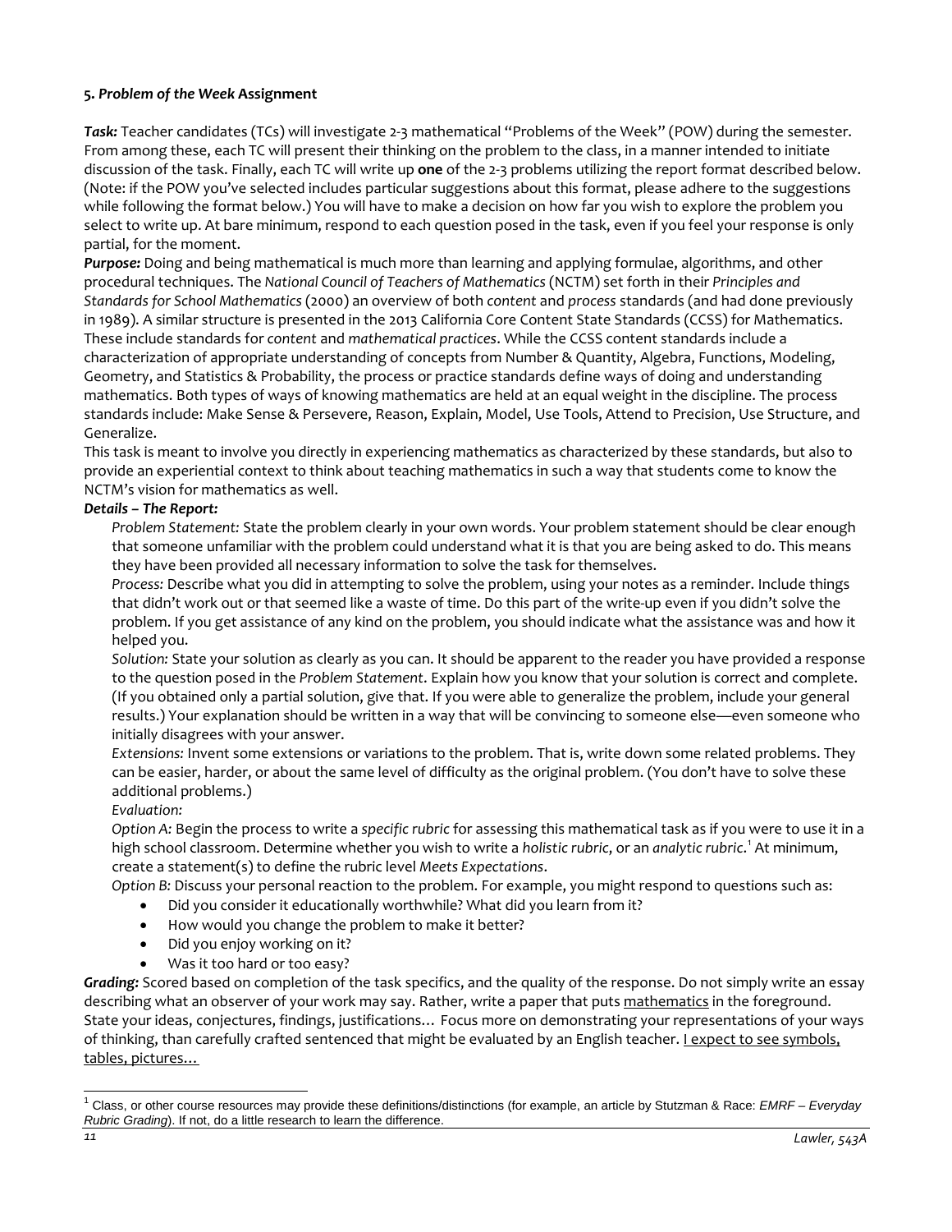**5. *Problem of the Week* Assignment**

***Task:*** Teacher candidates (TCs) will investigate 2-3 mathematical "Problems of the Week" (POW) during the semester. From among these, each TC will present their thinking on the problem to the class, in a manner intended to initiate discussion of the task. Finally, each TC will write up **one** of the 2-3 problems utilizing the report format described below. (Note: if the POW you've selected includes particular suggestions about this format, please adhere to the suggestions while following the format below.) You will have to make a decision on how far you wish to explore the problem you select to write up. At bare minimum, respond to each question posed in the task, even if you feel your response is only partial, for the moment.

***Purpose:*** Doing and being mathematical is much more than learning and applying formulae, algorithms, and other procedural techniques. The *National Council of Teachers of Mathematics* (NCTM) set forth in their *Principles and Standards for School Mathematics* (2000) an overview of both *content* and *process* standards (and had done previously in 1989). A similar structure is presented in the 2013 California Core Content State Standards (CCSS) for Mathematics. These include standards for *content* and *mathematical practices*. While the CCSS content standards include a characterization of appropriate understanding of concepts from Number & Quantity, Algebra, Functions, Modeling, Geometry, and Statistics & Probability, the process or practice standards define ways of doing and understanding mathematics. Both types of ways of knowing mathematics are held at an equal weight in the discipline. The process standards include: Make Sense & Persevere, Reason, Explain, Model, Use Tools, Attend to Precision, Use Structure, and Generalize.

This task is meant to involve you directly in experiencing mathematics as characterized by these standards, but also to provide an experiential context to think about teaching mathematics in such a way that students come to know the NCTM's vision for mathematics as well.

***Details – The Report:***

*Problem Statement:* State the problem clearly in your own words. Your problem statement should be clear enough that someone unfamiliar with the problem could understand what it is that you are being asked to do. This means they have been provided all necessary information to solve the task for themselves.

*Process:* Describe what you did in attempting to solve the problem, using your notes as a reminder. Include things that didn't work out or that seemed like a waste of time. Do this part of the write-up even if you didn't solve the problem. If you get assistance of any kind on the problem, you should indicate what the assistance was and how it helped you.

*Solution:* State your solution as clearly as you can. It should be apparent to the reader you have provided a response to the question posed in the *Problem Statement*. Explain how you know that your solution is correct and complete. (If you obtained only a partial solution, give that. If you were able to generalize the problem, include your general results.) Your explanation should be written in a way that will be convincing to someone else—even someone who initially disagrees with your answer.

*Extensions:* Invent some extensions or variations to the problem. That is, write down some related problems. They can be easier, harder, or about the same level of difficulty as the original problem. (You don't have to solve these additional problems.)

*Evaluation:*

*Option A:* Begin the process to write a *specific rubric* for assessing this mathematical task as if you were to use it in a high school classroom. Determine whether you wish to write a *holistic rubric*, or an *analytic rubric*.[1] At minimum, create a statement(s) to define the rubric level *Meets Expectations*.

*Option B:* Discuss your personal reaction to the problem. For example, you might respond to questions such as:

- Did you consider it educationally worthwhile? What did you learn from it?
- How would you change the problem to make it better?
- Did you enjoy working on it?
- Was it too hard or too easy?

***Grading:*** Scored based on completion of the task specifics, and the quality of the response. Do not simply write an essay describing what an observer of your work may say. Rather, write a paper that puts <u>mathematics</u> in the foreground. State your ideas, conjectures, findings, justifications… Focus more on demonstrating your representations of your ways of thinking, than carefully crafted sentenced that might be evaluated by an English teacher. <u>I expect to see symbols, tables, pictures…</u>

---

[1] Class, or other course resources may provide these definitions/distinctions (for example, an article by Stutzman & Race: *EMRF – Everyday Rubric Grading*). If not, do a little research to learn the difference.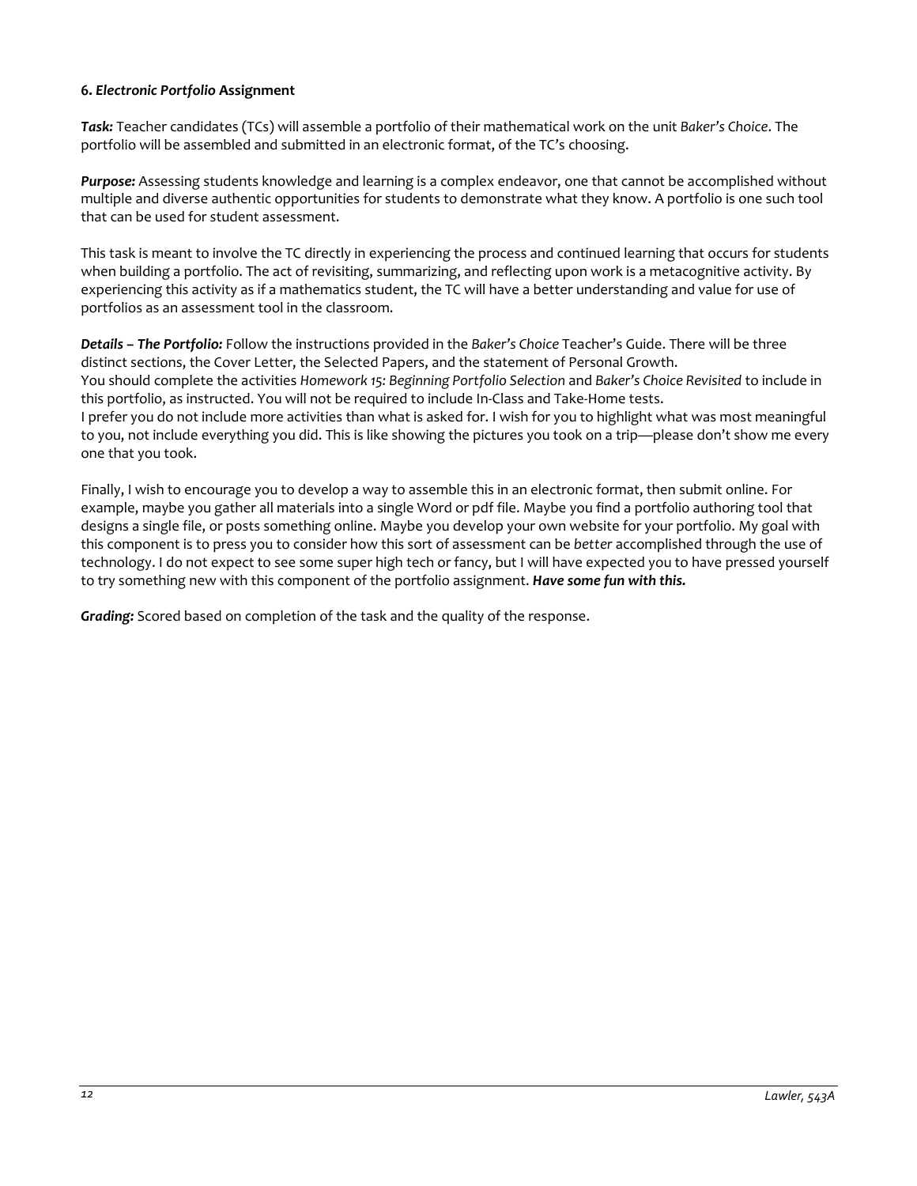**6. *Electronic Portfolio* Assignment**

***Task:*** Teacher candidates (TCs) will assemble a portfolio of their mathematical work on the unit *Baker's Choice*. The portfolio will be assembled and submitted in an electronic format, of the TC's choosing.

***Purpose:*** Assessing students knowledge and learning is a complex endeavor, one that cannot be accomplished without multiple and diverse authentic opportunities for students to demonstrate what they know. A portfolio is one such tool that can be used for student assessment.

This task is meant to involve the TC directly in experiencing the process and continued learning that occurs for students when building a portfolio. The act of revisiting, summarizing, and reflecting upon work is a metacognitive activity. By experiencing this activity as if a mathematics student, the TC will have a better understanding and value for use of portfolios as an assessment tool in the classroom.

***Details – The Portfolio:*** Follow the instructions provided in the *Baker's Choice* Teacher's Guide. There will be three distinct sections, the Cover Letter, the Selected Papers, and the statement of Personal Growth.
You should complete the activities *Homework 15: Beginning Portfolio Selection* and *Baker's Choice Revisited* to include in this portfolio, as instructed. You will not be required to include In-Class and Take-Home tests.
I prefer you do not include more activities than what is asked for. I wish for you to highlight what was most meaningful to you, not include everything you did. This is like showing the pictures you took on a trip—please don't show me every one that you took.

Finally, I wish to encourage you to develop a way to assemble this in an electronic format, then submit online. For example, maybe you gather all materials into a single Word or pdf file. Maybe you find a portfolio authoring tool that designs a single file, or posts something online. Maybe you develop your own website for your portfolio. My goal with this component is to press you to consider how this sort of assessment can be *better* accomplished through the use of technology. I do not expect to see some super high tech or fancy, but I will have expected you to have pressed yourself to try something new with this component of the portfolio assignment. ***Have some fun with this.***

***Grading:*** Scored based on completion of the task and the quality of the response.